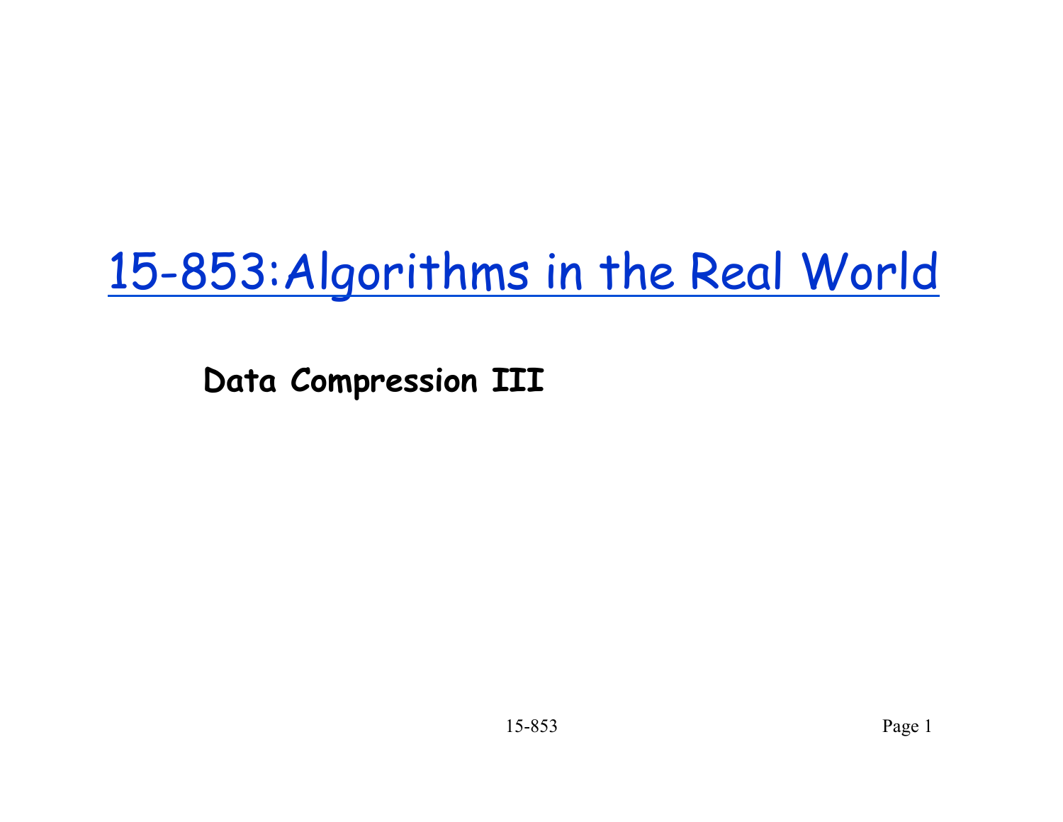# 15-853:Algorithms in the Real World

**Data Compression III**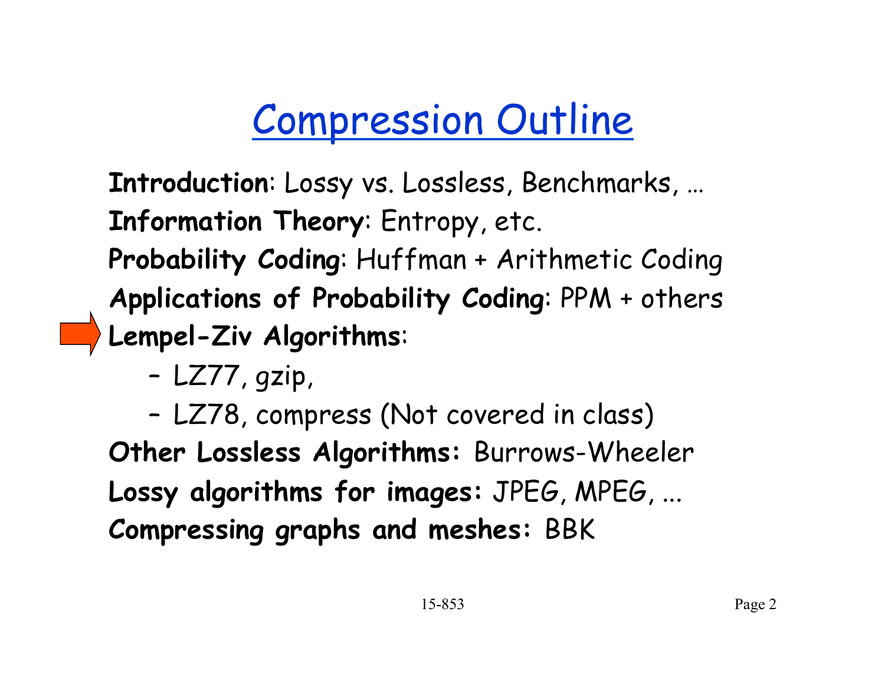# Compression Outline

**Introduction**: Lossy vs. Lossless, Benchmarks, …

**Information Theory**: Entropy, etc.

**Probability Coding**: Huffman + Arithmetic Coding

**Applications of Probability Coding**: PPM + others

**Lempel-Ziv Algorithms**:

- LZ77, gzip,
- LZ78, compress (Not covered in class)

**Other Lossless Algorithms:** Burrows-Wheeler

**Lossy algorithms for images:** JPEG, MPEG, ...

**Compressing graphs and meshes:** BBK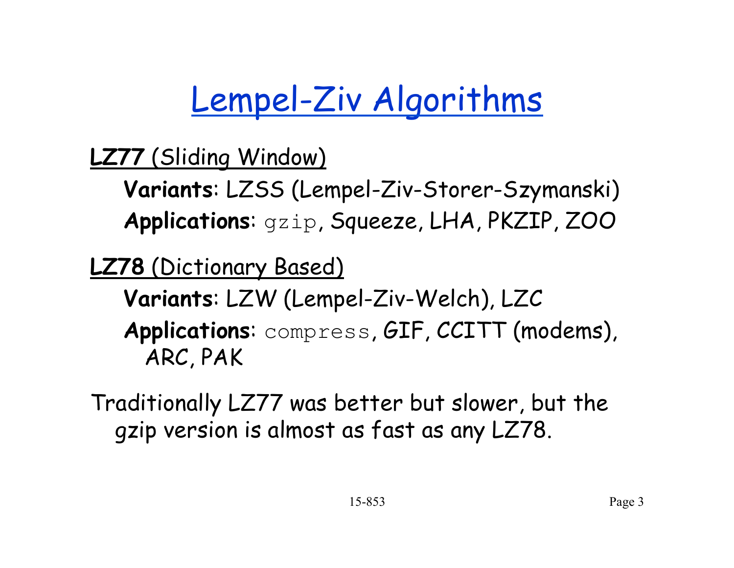# Lempel-Ziv Algorithms

**LZ77** (Sliding Window)

- **Variants**: LZSS (Lempel-Ziv-Storer-Szymanski)
- **Applications**: `gzip`, Squeeze, LHA, PKZIP, ZOO

**LZ78** (Dictionary Based)

- **Variants**: LZW (Lempel-Ziv-Welch), LZC
- **Applications**: `compress`, GIF, CCITT (modems), ARC, PAK

Traditionally LZ77 was better but slower, but the gzip version is almost as fast as any LZ78.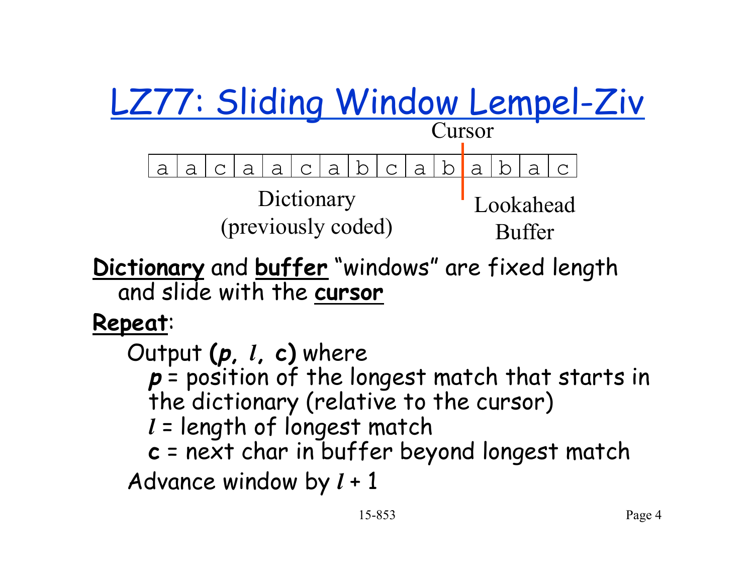# LZ77: Sliding Window Lempel-Ziv

Cursor

| a | a | c | a | a | c | a | b | c | a | b | a | b | a | c |
|---|---|---|---|---|---|---|---|---|---|---|---|---|---|---|

Dictionary (previously coded) | Lookahead Buffer

**Dictionary** and **buffer** "windows" are fixed length and slide with the **cursor**

**Repeat**:

Output **(*p*, *l*, c)** where

- ***p*** = position of the longest match that starts in the dictionary (relative to the cursor)
- ***l*** = length of longest match
- **c** = next char in buffer beyond longest match

Advance window by $l + 1$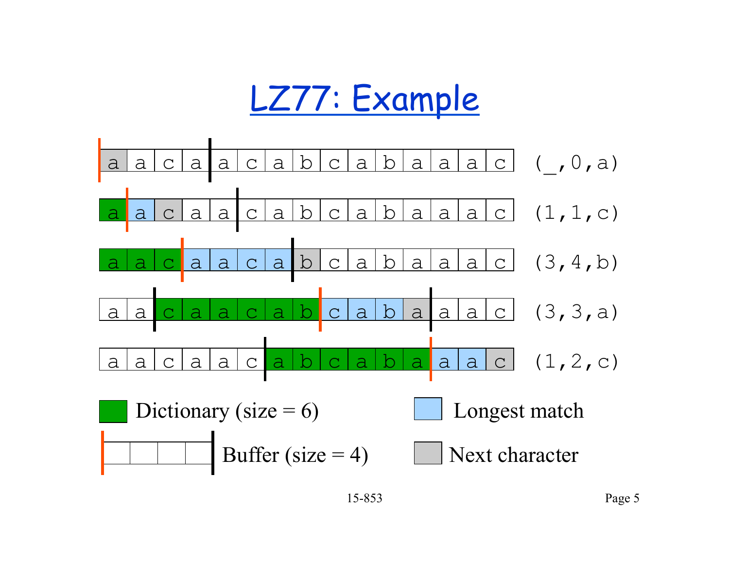# LZ77: Example

| | | | | | | | | | | | | | | | Output |
|---|---|---|---|---|---|---|---|---|---|---|---|---|---|---|---|
| a | a | c | a | a | c | a | b | c | a | b | a | a | a | c | (_,0,a) |
| a | a | c | a | a | c | a | b | c | a | b | a | a | a | c | (1,1,c) |
| a | a | c | a | a | c | a | b | c | a | b | a | a | a | c | (3,4,b) |
| a | a | c | a | a | c | a | b | c | a | b | a | a | a | c | (3,3,a) |
| a | a | c | a | a | c | a | b | c | a | b | a | a | a | c | (1,2,c) |

Dictionary (size = 6)

Longest match

Buffer (size = 4)

Next character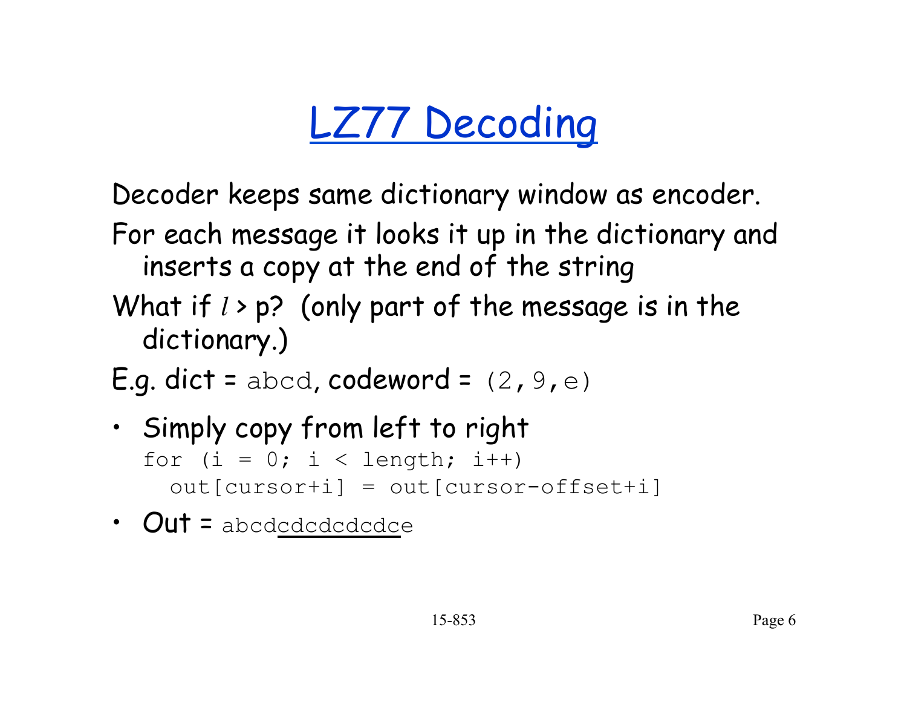# LZ77 Decoding

Decoder keeps same dictionary window as encoder.

For each message it looks it up in the dictionary and inserts a copy at the end of the string

What if $l$ > p? (only part of the message is in the dictionary.)

E.g. dict = `abcd`, codeword = `(2,9,e)`

- Simply copy from left to right

```
for (i = 0; i < length; i++)
  out[cursor+i] = out[cursor-offset+i]
```

- Out = `abcdcdcdcdcdce`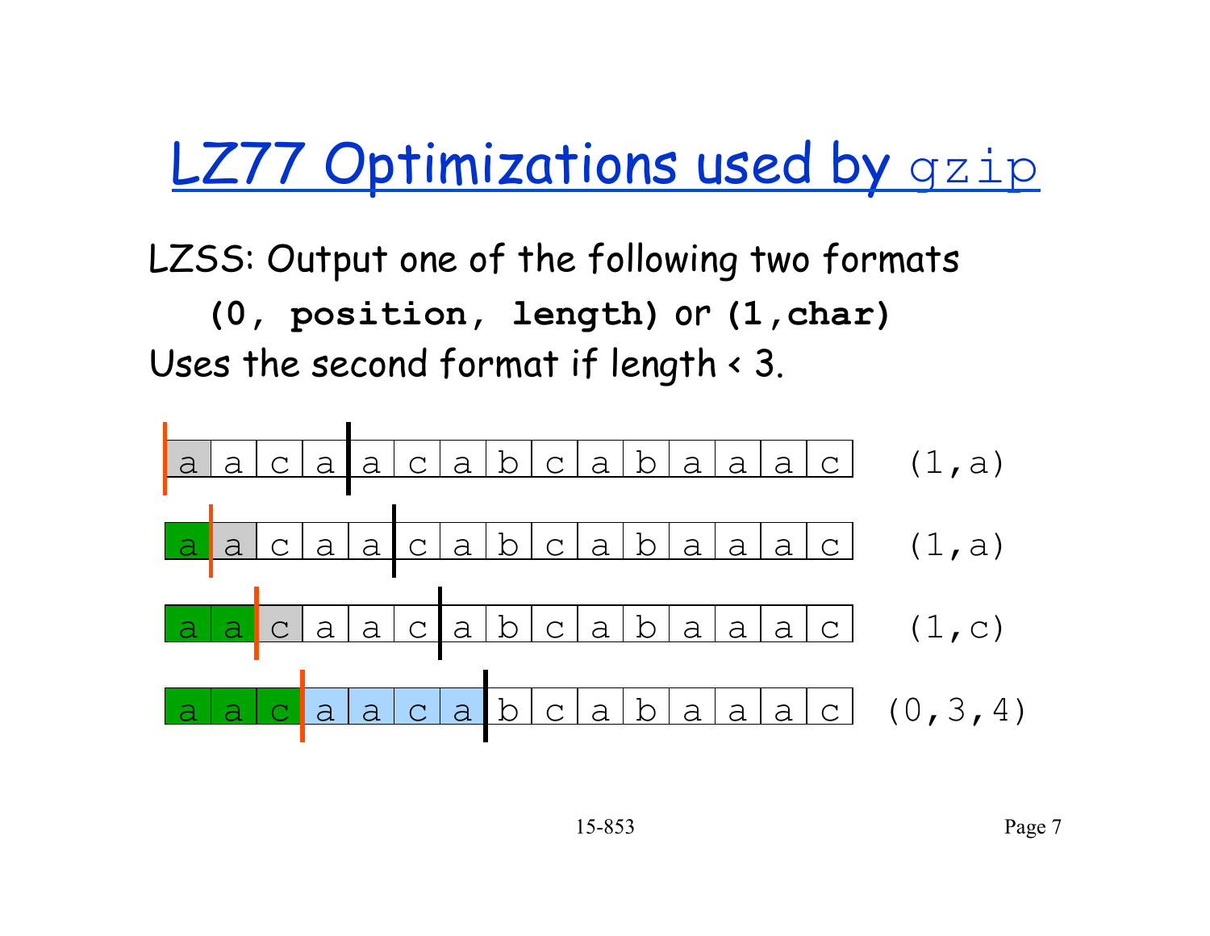# LZ77 Optimizations used by gzip

LZSS: Output one of the following two formats

**(0, position, length)** or **(1,char)**

Uses the second format if length < 3.

| a | a | c | a | a | c | a | b | c | a | b | a | a | a | c | (1,a) |
|---|---|---|---|---|---|---|---|---|---|---|---|---|---|---|---|
| a | a | c | a | a | c | a | b | c | a | b | a | a | a | c | (1,a) |
| a | a | c | a | a | c | a | b | c | a | b | a | a | a | c | (1,c) |
| a | a | c | a | a | c | a | b | c | a | b | a | a | a | c | (0,3,4) |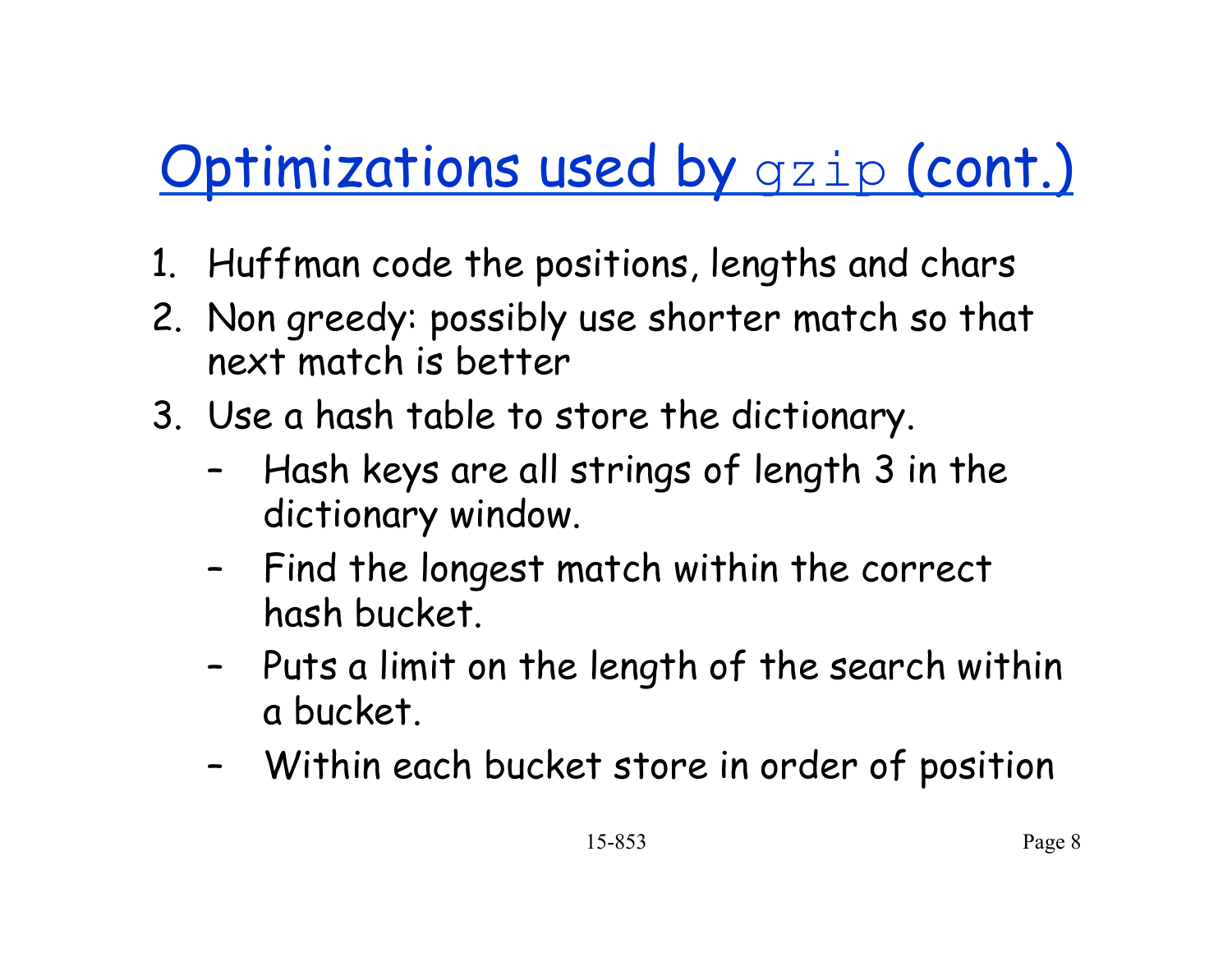# Optimizations used by `gzip` (cont.)

1. Huffman code the positions, lengths and chars
2. Non greedy: possibly use shorter match so that next match is better
3. Use a hash table to store the dictionary.
   - Hash keys are all strings of length 3 in the dictionary window.
   - Find the longest match within the correct hash bucket.
   - Puts a limit on the length of the search within a bucket.
   - Within each bucket store in order of position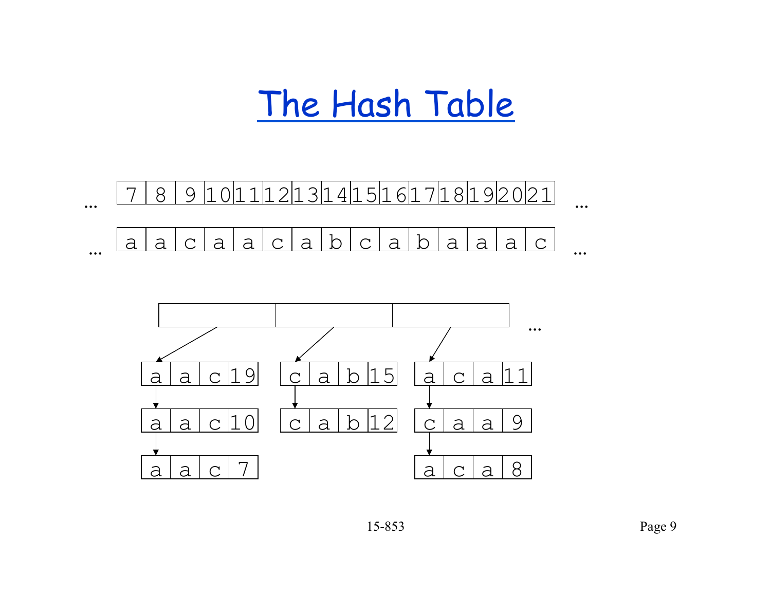# The Hash Table

| ... | 7 | 8 | 9 | 10 | 11 | 12 | 13 | 14 | 15 | 16 | 17 | 18 | 19 | 20 | 21 | ... |
|---|---|---|---|---|---|---|---|---|---|---|---|---|---|---|---|---|
| ... | a | a | c | a | a | c | a | b | c | a | b | a | a | a | c | ... |

Hash table buckets (...):

- Bucket 1: a a c 19 → a a c 10 → a a c 7
- Bucket 2: c a b 15 → c a b 12
- Bucket 3: a c a 11 → c a a 9 → a c a 8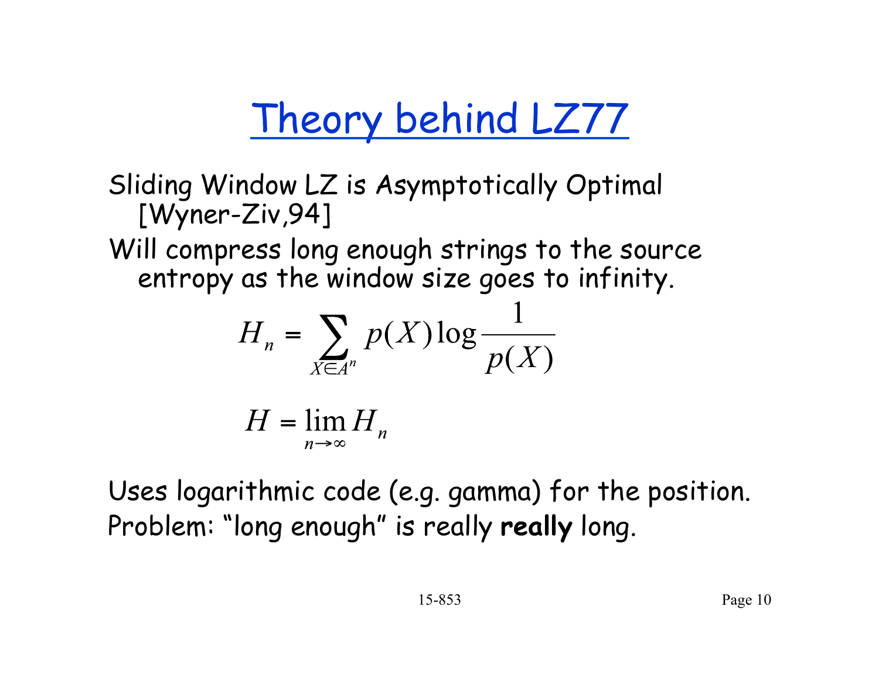# Theory behind LZ77

Sliding Window LZ is Asymptotically Optimal [Wyner-Ziv,94]

Will compress long enough strings to the source entropy as the window size goes to infinity.

$$H_n = \sum_{X \in A^n} p(X) \log \frac{1}{p(X)}$$

$$H = \lim_{n \to \infty} H_n$$

Uses logarithmic code (e.g. gamma) for the position.

Problem: "long enough" is really **really** long.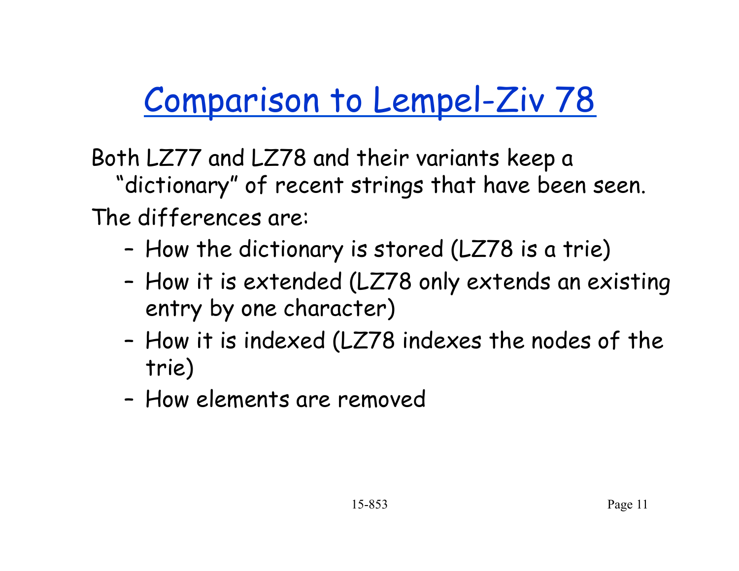# Comparison to Lempel-Ziv 78

Both LZ77 and LZ78 and their variants keep a "dictionary" of recent strings that have been seen.

The differences are:

- How the dictionary is stored (LZ78 is a trie)
- How it is extended (LZ78 only extends an existing entry by one character)
- How it is indexed (LZ78 indexes the nodes of the trie)
- How elements are removed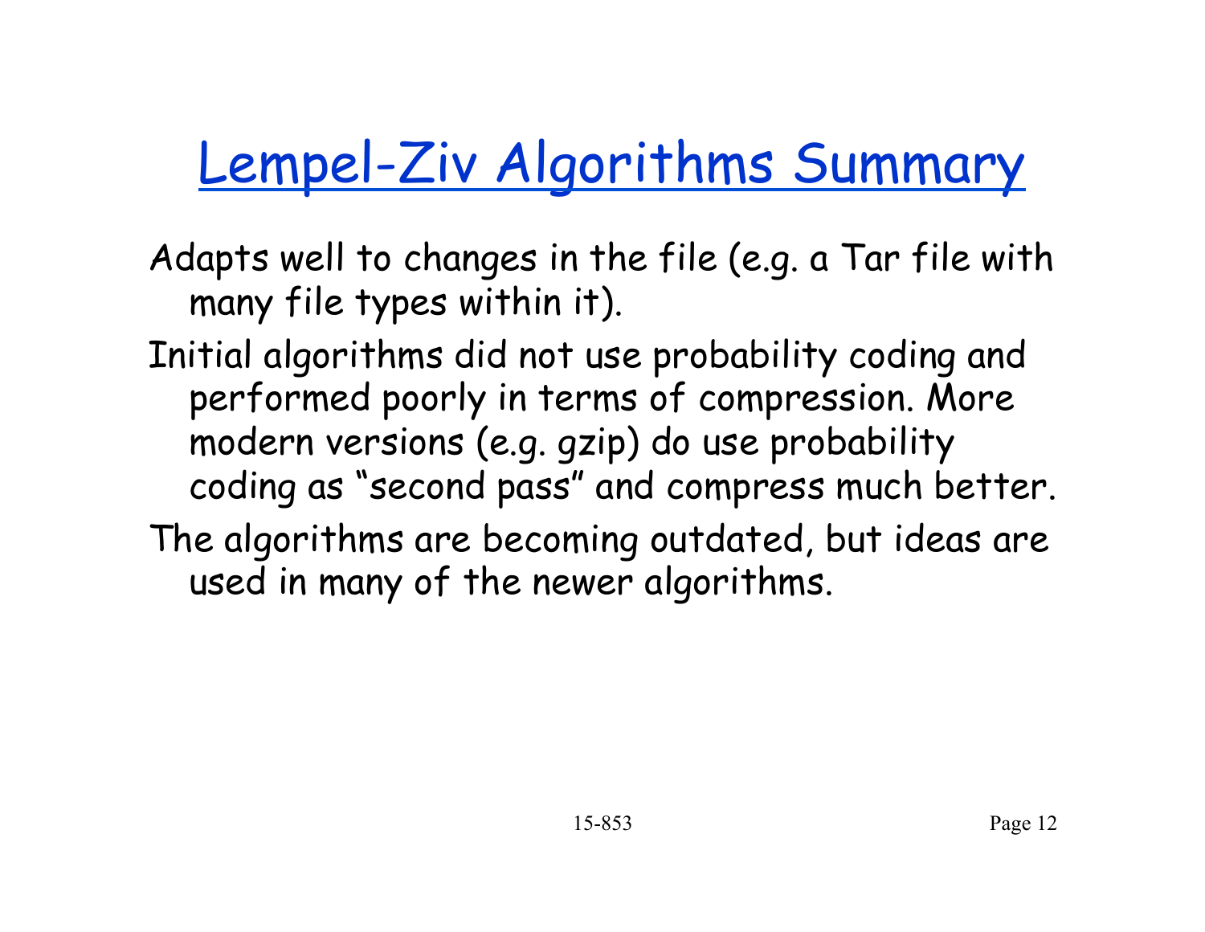# Lempel-Ziv Algorithms Summary

Adapts well to changes in the file (e.g. a Tar file with many file types within it).

Initial algorithms did not use probability coding and performed poorly in terms of compression. More modern versions (e.g. gzip) do use probability coding as "second pass" and compress much better.

The algorithms are becoming outdated, but ideas are used in many of the newer algorithms.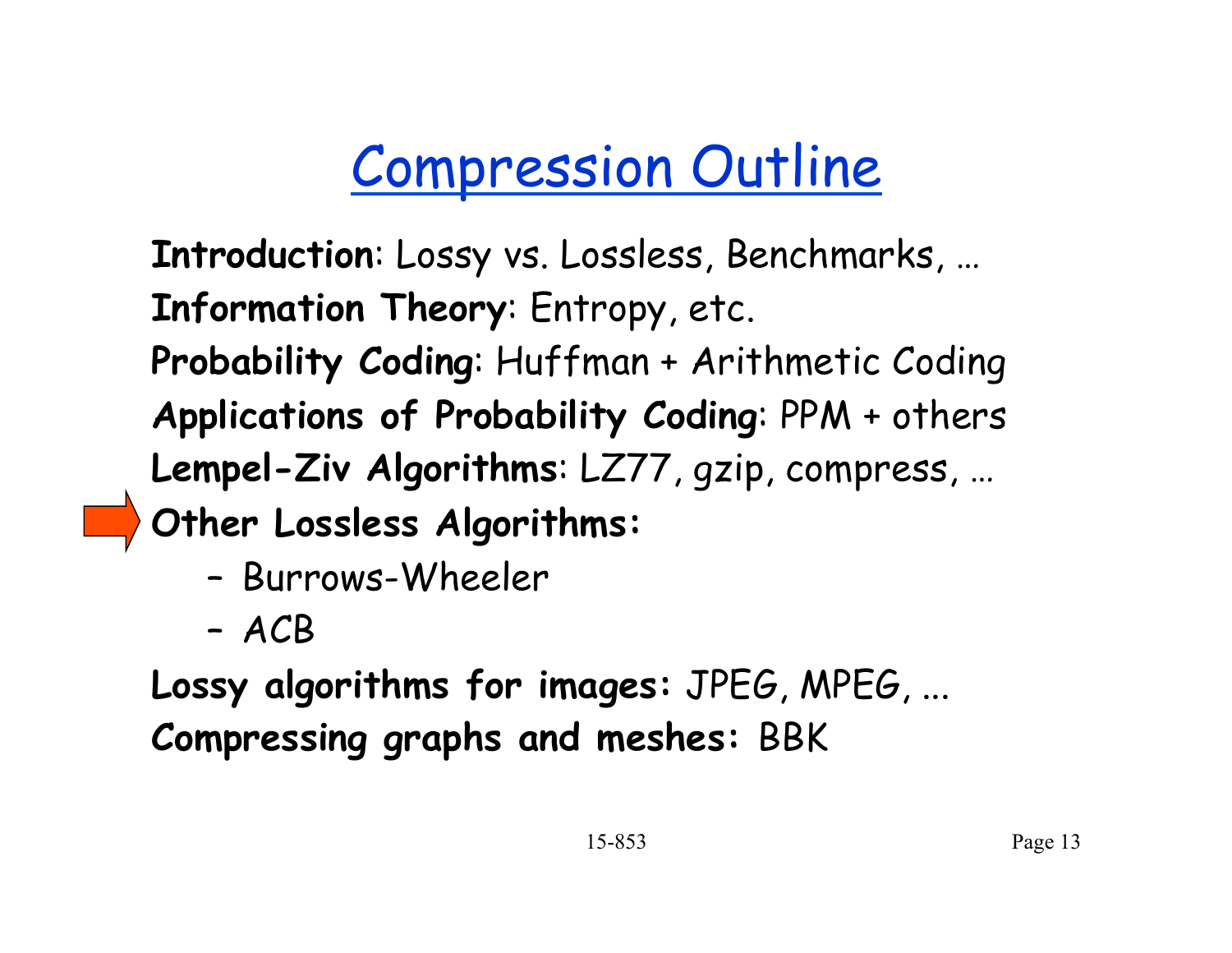# Compression Outline

**Introduction**: Lossy vs. Lossless, Benchmarks, …
**Information Theory**: Entropy, etc.
**Probability Coding**: Huffman + Arithmetic Coding
**Applications of Probability Coding**: PPM + others
**Lempel-Ziv Algorithms**: LZ77, gzip, compress, …
**Other Lossless Algorithms:**

- Burrows-Wheeler
- ACB

**Lossy algorithms for images:** JPEG, MPEG, ...
**Compressing graphs and meshes:** BBK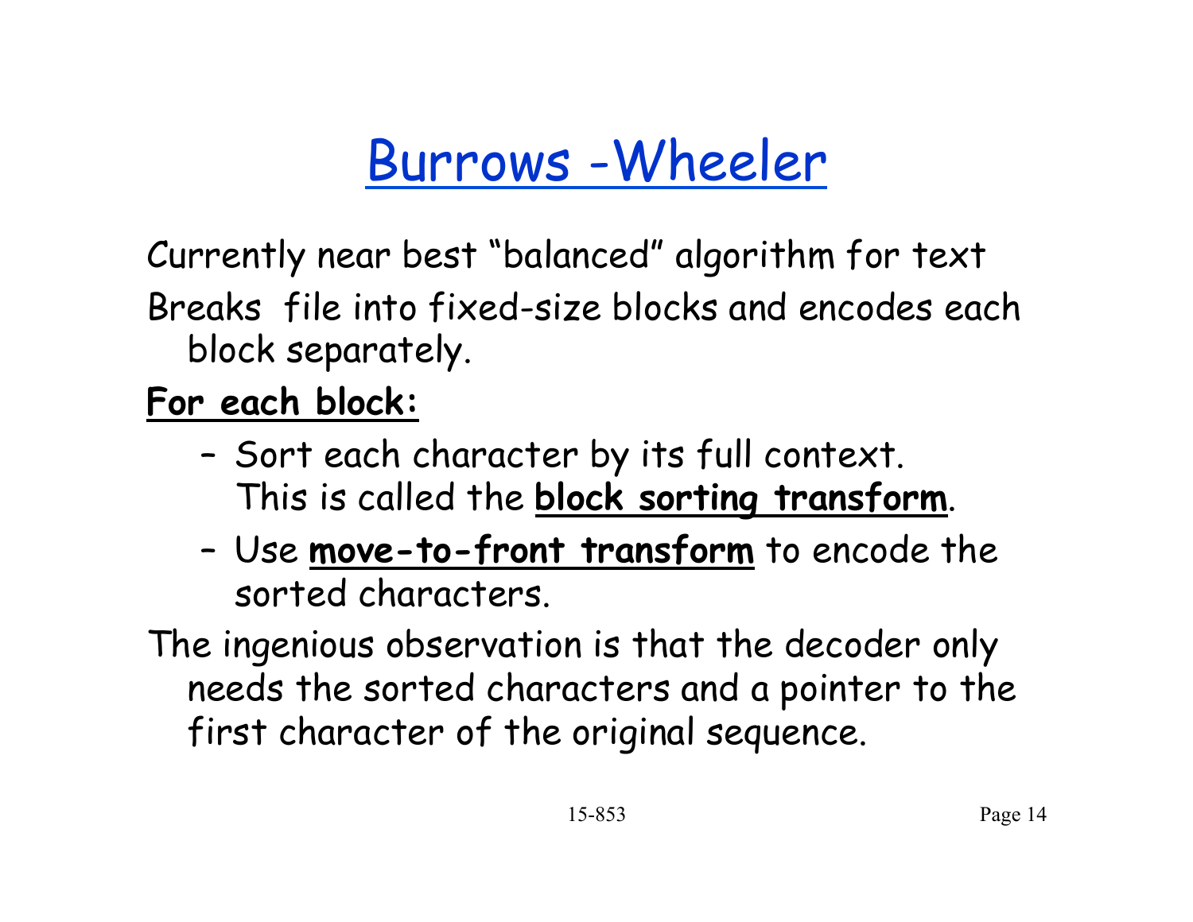# Burrows -Wheeler

Currently near best "balanced" algorithm for text

Breaks file into fixed-size blocks and encodes each block separately.

**For each block:**

- Sort each character by its full context. This is called the **block sorting transform**.
- Use **move-to-front transform** to encode the sorted characters.

The ingenious observation is that the decoder only needs the sorted characters and a pointer to the first character of the original sequence.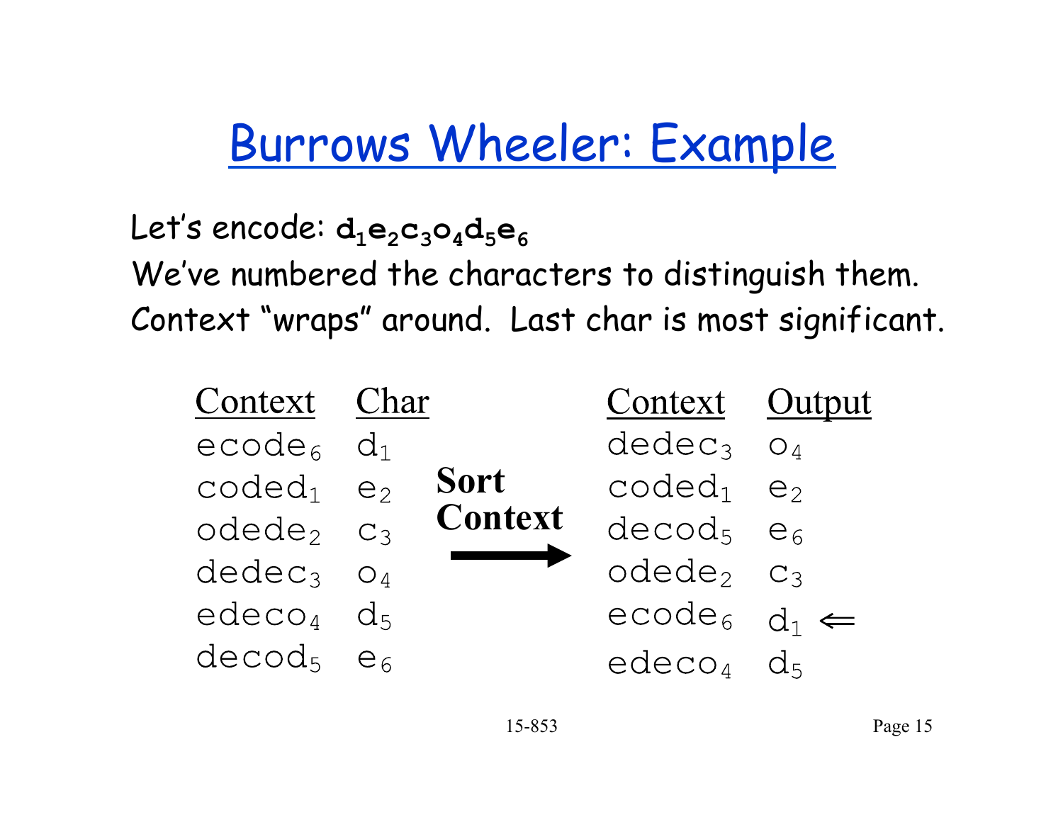# Burrows Wheeler: Example

Let's encode: $d_1e_2c_3o_4d_5e_6$

We've numbered the characters to distinguish them.

Context "wraps" around. Last char is most significant.

| Context | Char |
|---|---|
| $ecode_6$ | $d_1$ |
| $coded_1$ | $e_2$ |
| $odede_2$ | $c_3$ |
| $dedec_3$ | $o_4$ |
| $edeco_4$ | $d_5$ |
| $decod_5$ | $e_6$ |

**Sort Context** →

| Context | Output |
|---|---|
| $dedec_3$ | $o_4$ |
| $coded_1$ | $e_2$ |
| $decod_5$ | $e_6$ |
| $odede_2$ | $c_3$ |
| $ecode_6$ | $d_1$ ⇐ |
| $edeco_4$ | $d_5$ |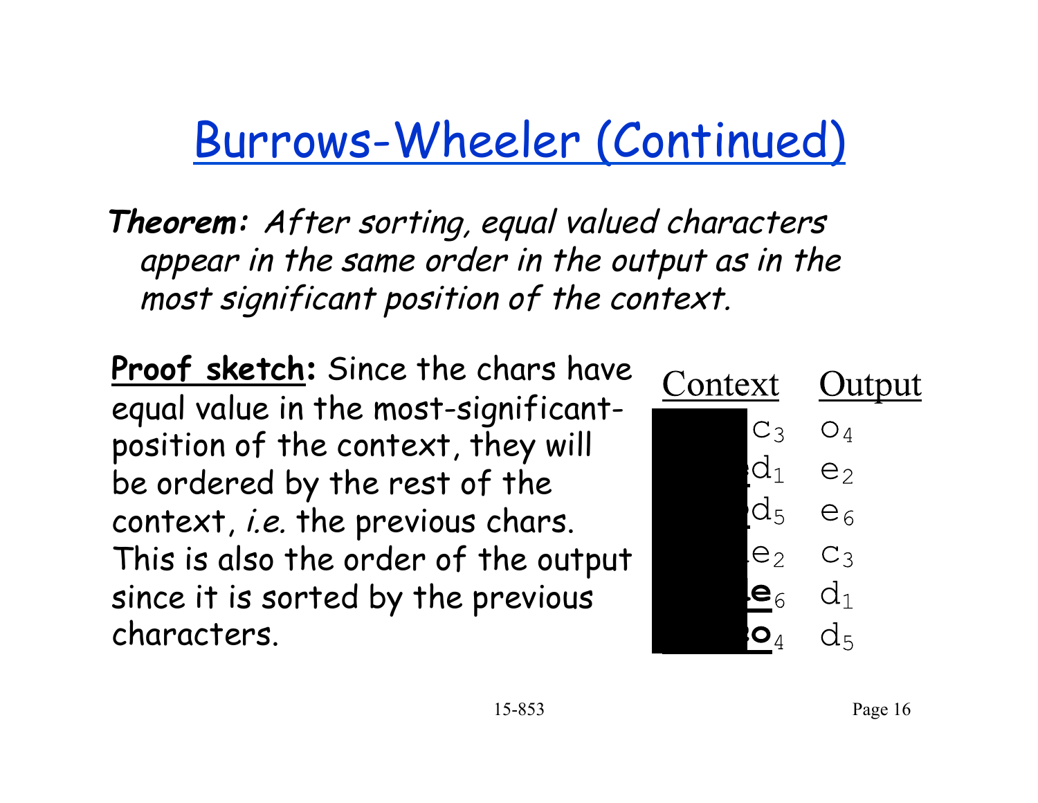# Burrows-Wheeler (Continued)

***Theorem:*** *After sorting, equal valued characters appear in the same order in the output as in the most significant position of the context.*

**Proof sketch:** Since the chars have equal value in the most-significant-position of the context, they will be ordered by the rest of the context, *i.e.* the previous chars. This is also the order of the output since it is sorted by the previous characters.

| Context | Output |
|---|---|
| $c_3$ | $o_4$ |
| $d_1$ | $e_2$ |
| $d_5$ | $e_6$ |
| $e_2$ | $c_3$ |
| $e_6$ | $d_1$ |
| $o_4$ | $d_5$ |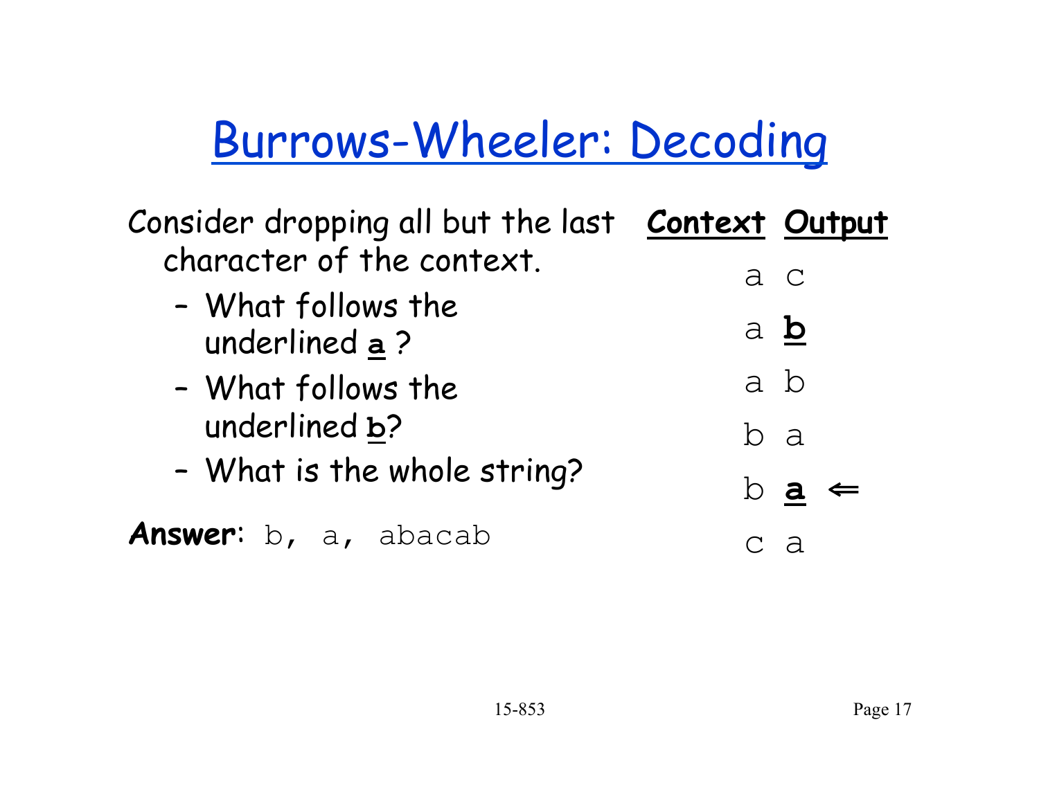# Burrows-Wheeler: Decoding

Consider dropping all but the last character of the context.

- What follows the underlined **a** ?
- What follows the underlined **b**?
- What is the whole string?

**Answer**: `b, a, abacab`

| Context | Output | |
|---|---|---|
| a | c | |
| a | **b** | |
| a | b | |
| b | a | |
| b | **a** | ⇐ |
| c | a | |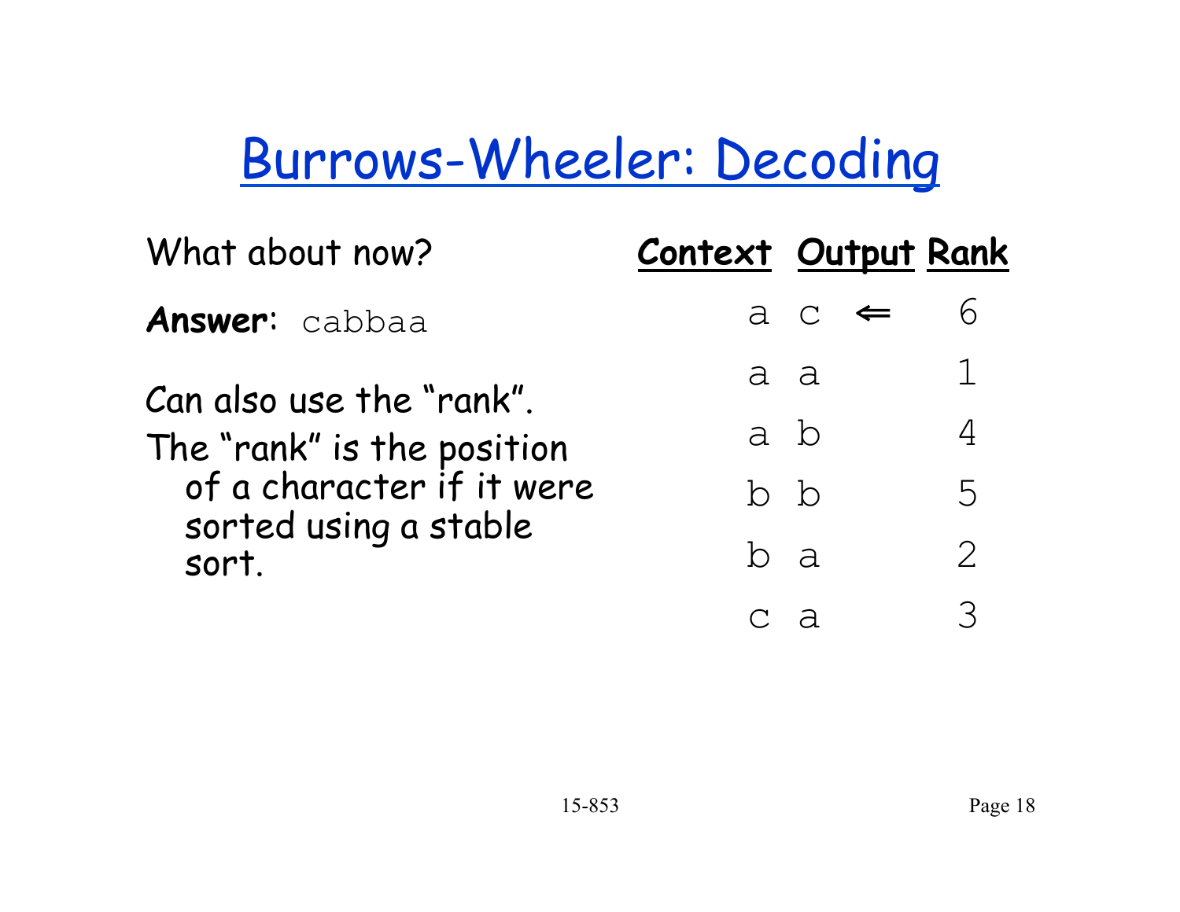# Burrows-Wheeler: Decoding

What about now?

**Answer**: `cabbaa`

Can also use the "rank".

The "rank" is the position of a character if it were sorted using a stable sort.

| Context | Output | | Rank |
|---|---|---|---|
| a | c | ⇐ | 6 |
| a | a | | 1 |
| a | b | | 4 |
| b | b | | 5 |
| b | a | | 2 |
| c | a | | 3 |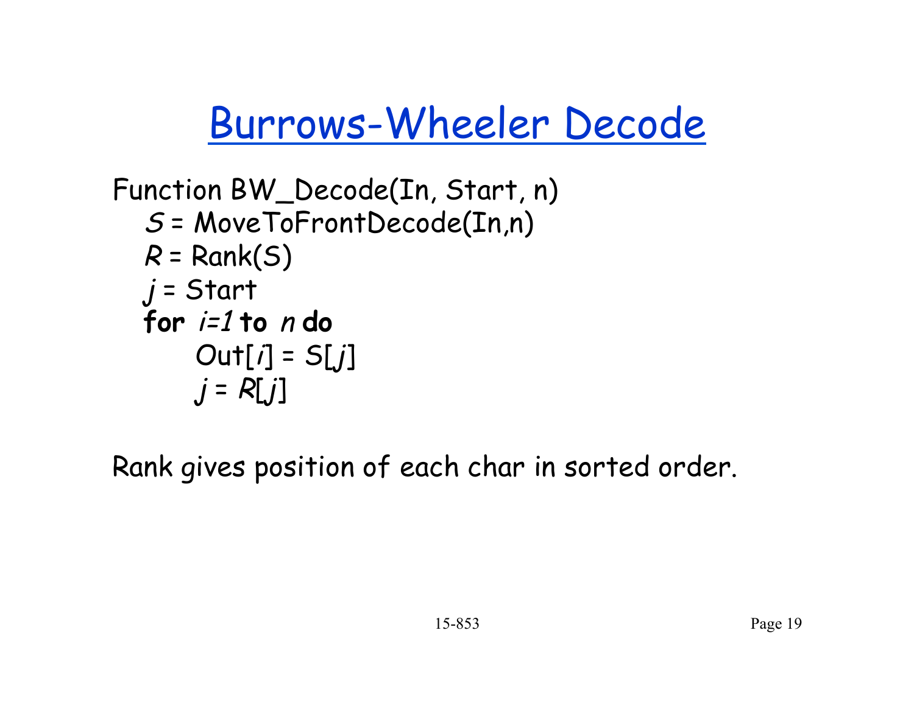# Burrows-Wheeler Decode

```
Function BW_Decode(In, Start, n)
   S = MoveToFrontDecode(In,n)
   R = Rank(S)
   j = Start
   for i=1 to n do
      Out[i] = S[j]
      j = R[j]
```

Rank gives position of each char in sorted order.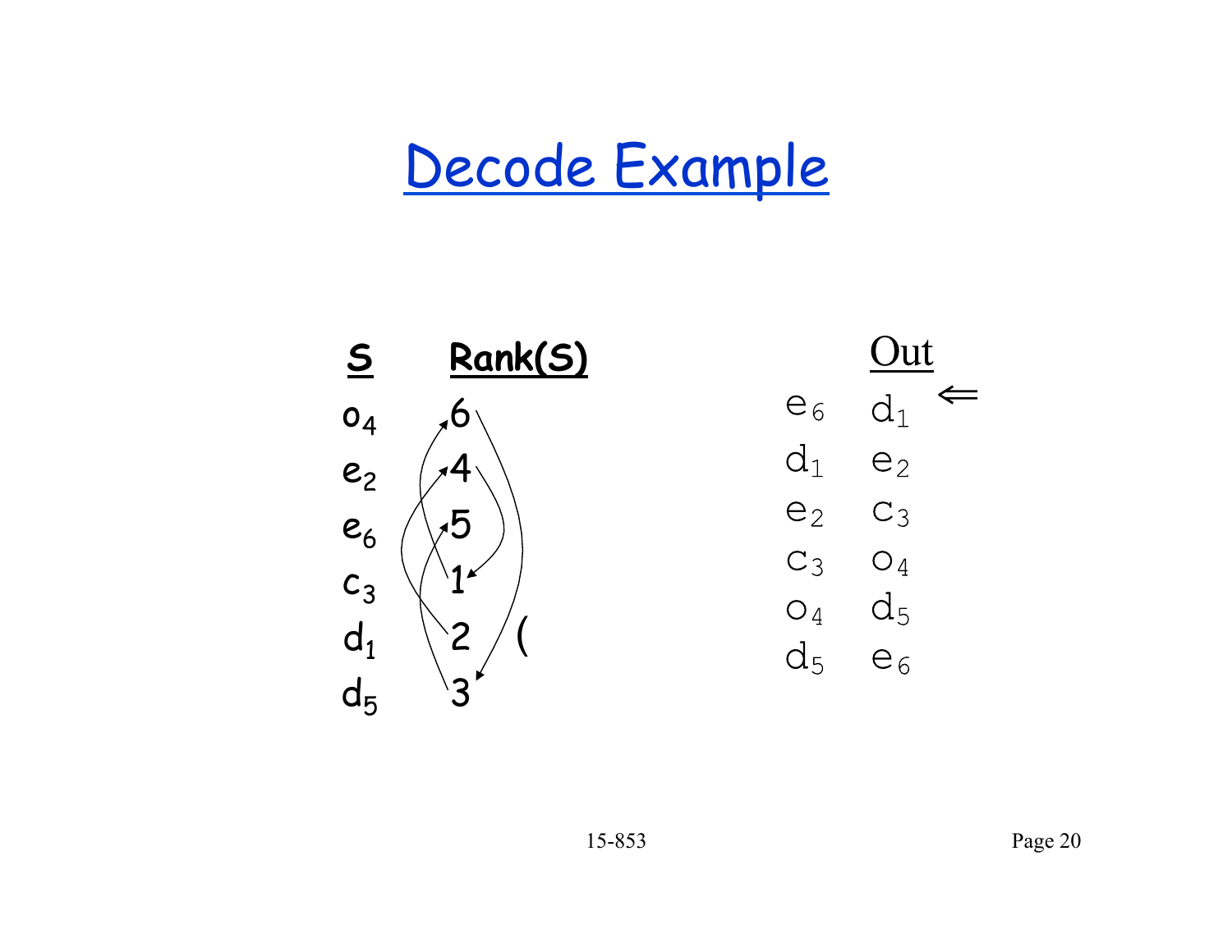# Decode Example

| S | Rank(S) |
| --- | --- |
| $o_4$ | 6 |
| $e_2$ | 4 |
| $e_6$ | 5 |
| $c_3$ | 1 |
| $d_1$ | 2 |
| $d_5$ | 3 |

| | Out |
| --- | --- |
| $e_6$ | $d_1$ ⇐ |
| $d_1$ | $e_2$ |
| $e_2$ | $c_3$ |
| $c_3$ | $o_4$ |
| $o_4$ | $d_5$ |
| $d_5$ | $e_6$ |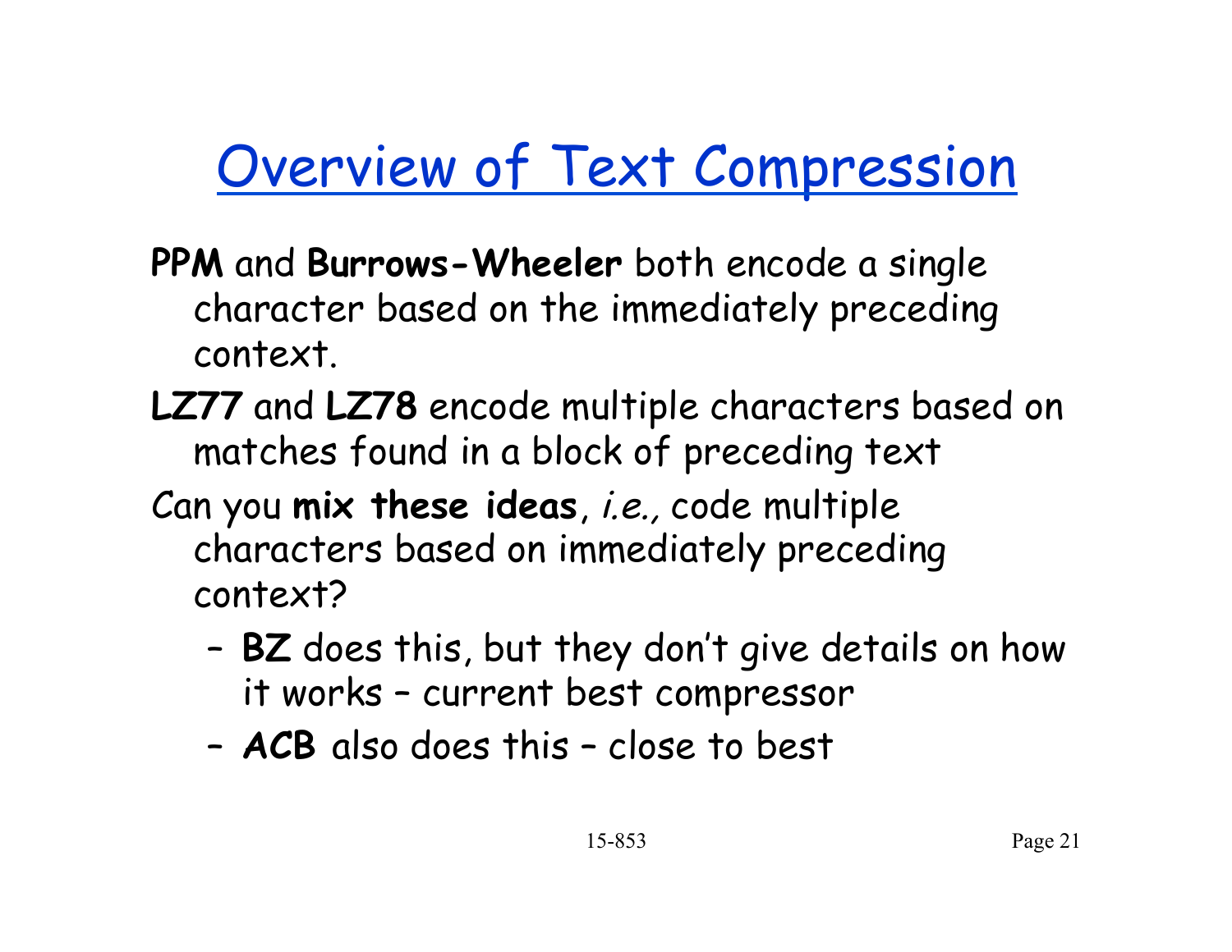# Overview of Text Compression

**PPM** and **Burrows-Wheeler** both encode a single character based on the immediately preceding context.

**LZ77** and **LZ78** encode multiple characters based on matches found in a block of preceding text

Can you **mix these ideas**, *i.e.,* code multiple characters based on immediately preceding context?

- **BZ** does this, but they don't give details on how it works – current best compressor
- **ACB** also does this – close to best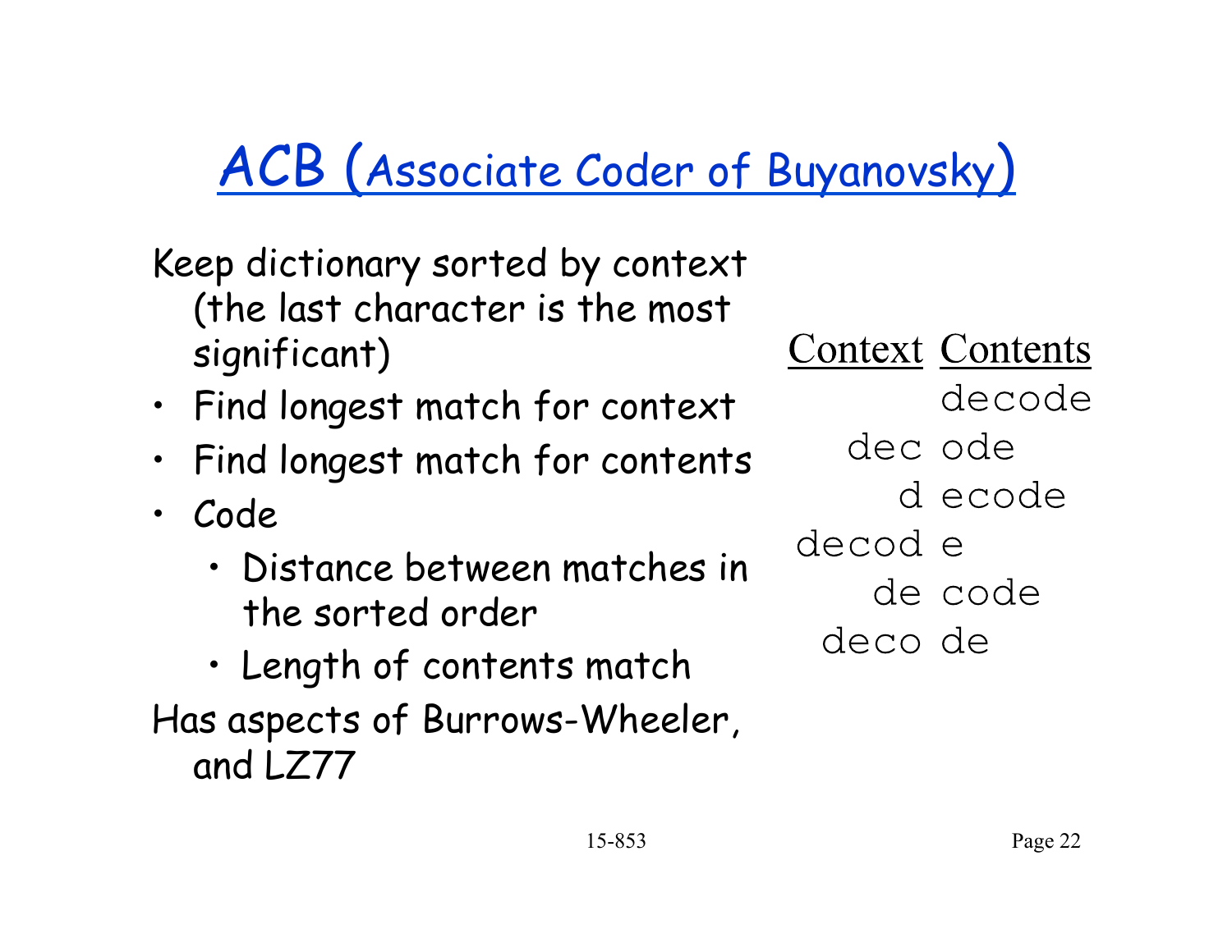# ACB (Associate Coder of Buyanovsky)

Keep dictionary sorted by context (the last character is the most significant)

- Find longest match for context
- Find longest match for contents
- Code
  - Distance between matches in the sorted order
  - Length of contents match

Has aspects of Burrows-Wheeler, and LZ77

| Context | Contents |
|---|---|
| | decode |
| dec | ode |
| d | ecode |
| decod | e |
| de | code |
| deco | de |